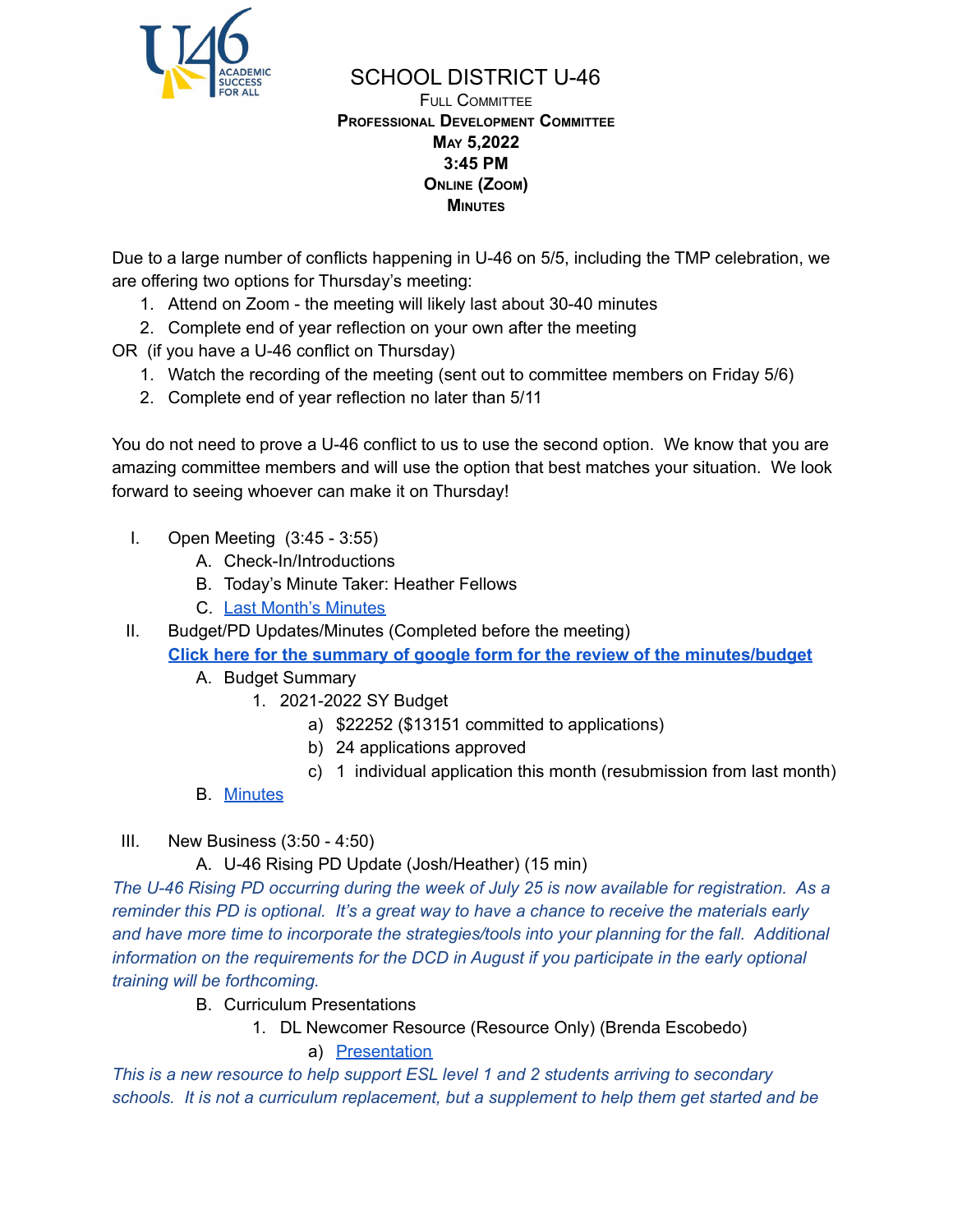# SCHOOL DISTRICT U-46

**Full Committee**

**Professional Development Committee**

**May 5,2022**

**3:45 PM**

**Online (Zoom)**

**Minutes**

Due to a large number of conflicts happening in U-46 on 5/5, including the TMP celebration, we are offering two options for Thursday's meeting:

1. Attend on Zoom - the meeting will likely last about 30-40 minutes
2. Complete end of year reflection on your own after the meeting

OR (if you have a U-46 conflict on Thursday)

1. Watch the recording of the meeting (sent out to committee members on Friday 5/6)
2. Complete end of year reflection no later than 5/11

You do not need to prove a U-46 conflict to us to use the second option. We know that you are amazing committee members and will use the option that best matches your situation. We look forward to seeing whoever can make it on Thursday!

I. Open Meeting (3:45 - 3:55)
   A. Check-In/Introductions
   B. Today's Minute Taker: Heather Fellows
   C. Last Month's Minutes

II. Budget/PD Updates/Minutes (Completed before the meeting)
   **Click here for the summary of google form for the review of the minutes/budget**
   A. Budget Summary
      1. 2021-2022 SY Budget
         a) $22252 ($13151 committed to applications)
         b) 24 applications approved
         c) 1 individual application this month (resubmission from last month)
   B. Minutes

III. New Business (3:50 - 4:50)
   A. U-46 Rising PD Update (Josh/Heather) (15 min)

*The U-46 Rising PD occurring during the week of July 25 is now available for registration. As a reminder this PD is optional. It's a great way to have a chance to receive the materials early and have more time to incorporate the strategies/tools into your planning for the fall. Additional information on the requirements for the DCD in August if you participate in the early optional training will be forthcoming.*

   B. Curriculum Presentations
      1. DL Newcomer Resource (Resource Only) (Brenda Escobedo)
         a) Presentation

*This is a new resource to help support ESL level 1 and 2 students arriving to secondary schools. It is not a curriculum replacement, but a supplement to help them get started and be*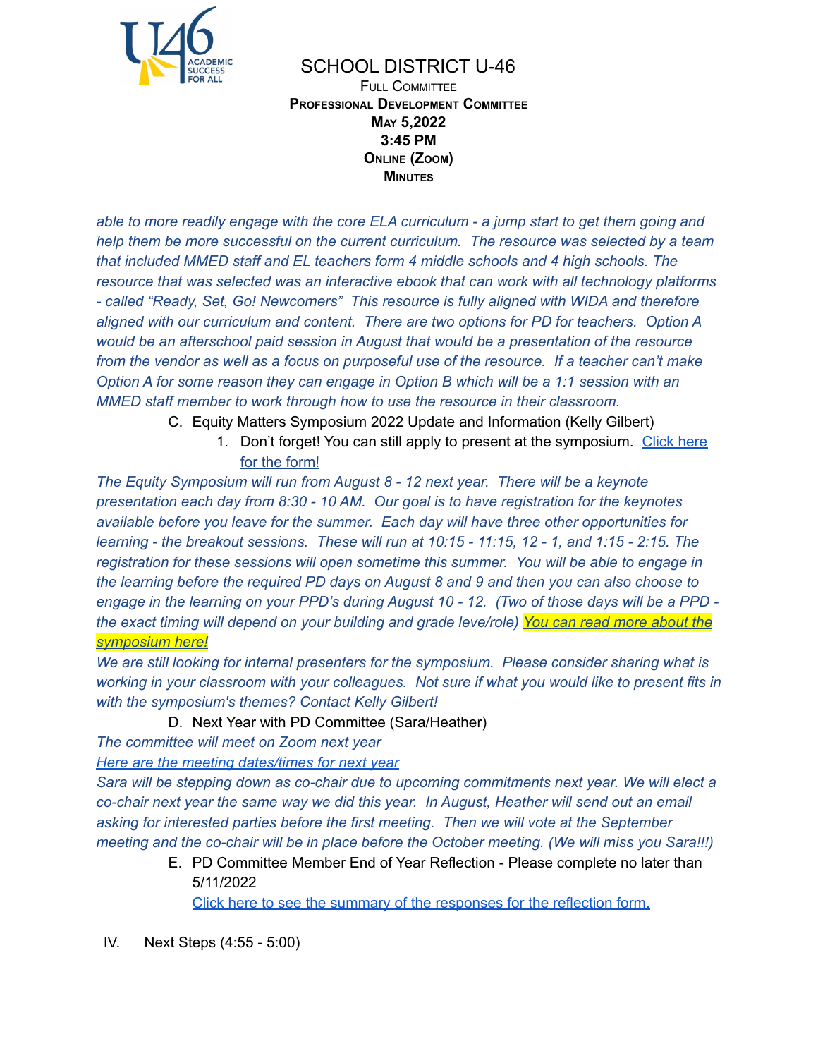# SCHOOL DISTRICT U-46

FULL COMMITTEE
**PROFESSIONAL DEVELOPMENT COMMITTEE**
**MAY 5,2022**
**3:45 PM**
**ONLINE (ZOOM)**
**MINUTES**

*able to more readily engage with the core ELA curriculum - a jump start to get them going and help them be more successful on the current curriculum. The resource was selected by a team that included MMED staff and EL teachers form 4 middle schools and 4 high schools. The resource that was selected was an interactive ebook that can work with all technology platforms - called "Ready, Set, Go! Newcomers" This resource is fully aligned with WIDA and therefore aligned with our curriculum and content. There are two options for PD for teachers. Option A would be an afterschool paid session in August that would be a presentation of the resource from the vendor as well as a focus on purposeful use of the resource. If a teacher can't make Option A for some reason they can engage in Option B which will be a 1:1 session with an MMED staff member to work through how to use the resource in their classroom.*

C. Equity Matters Symposium 2022 Update and Information (Kelly Gilbert)
   1. Don't forget! You can still apply to present at the symposium. Click here for the form!

*The Equity Symposium will run from August 8 - 12 next year. There will be a keynote presentation each day from 8:30 - 10 AM. Our goal is to have registration for the keynotes available before you leave for the summer. Each day will have three other opportunities for learning - the breakout sessions. These will run at 10:15 - 11:15, 12 - 1, and 1:15 - 2:15. The registration for these sessions will open sometime this summer. You will be able to engage in the learning before the required PD days on August 8 and 9 and then you can also choose to engage in the learning on your PPD's during August 10 - 12. (Two of those days will be a PPD - the exact timing will depend on your building and grade leve/role) You can read more about the symposium here!*

*We are still looking for internal presenters for the symposium. Please consider sharing what is working in your classroom with your colleagues. Not sure if what you would like to present fits in with the symposium's themes? Contact Kelly Gilbert!*

D. Next Year with PD Committee (Sara/Heather)

*The committee will meet on Zoom next year*

*Here are the meeting dates/times for next year*

*Sara will be stepping down as co-chair due to upcoming commitments next year. We will elect a co-chair next year the same way we did this year. In August, Heather will send out an email asking for interested parties before the first meeting. Then we will vote at the September meeting and the co-chair will be in place before the October meeting. (We will miss you Sara!!!)*

E. PD Committee Member End of Year Reflection - Please complete no later than 5/11/2022

   Click here to see the summary of the responses for the reflection form.

IV. Next Steps (4:55 - 5:00)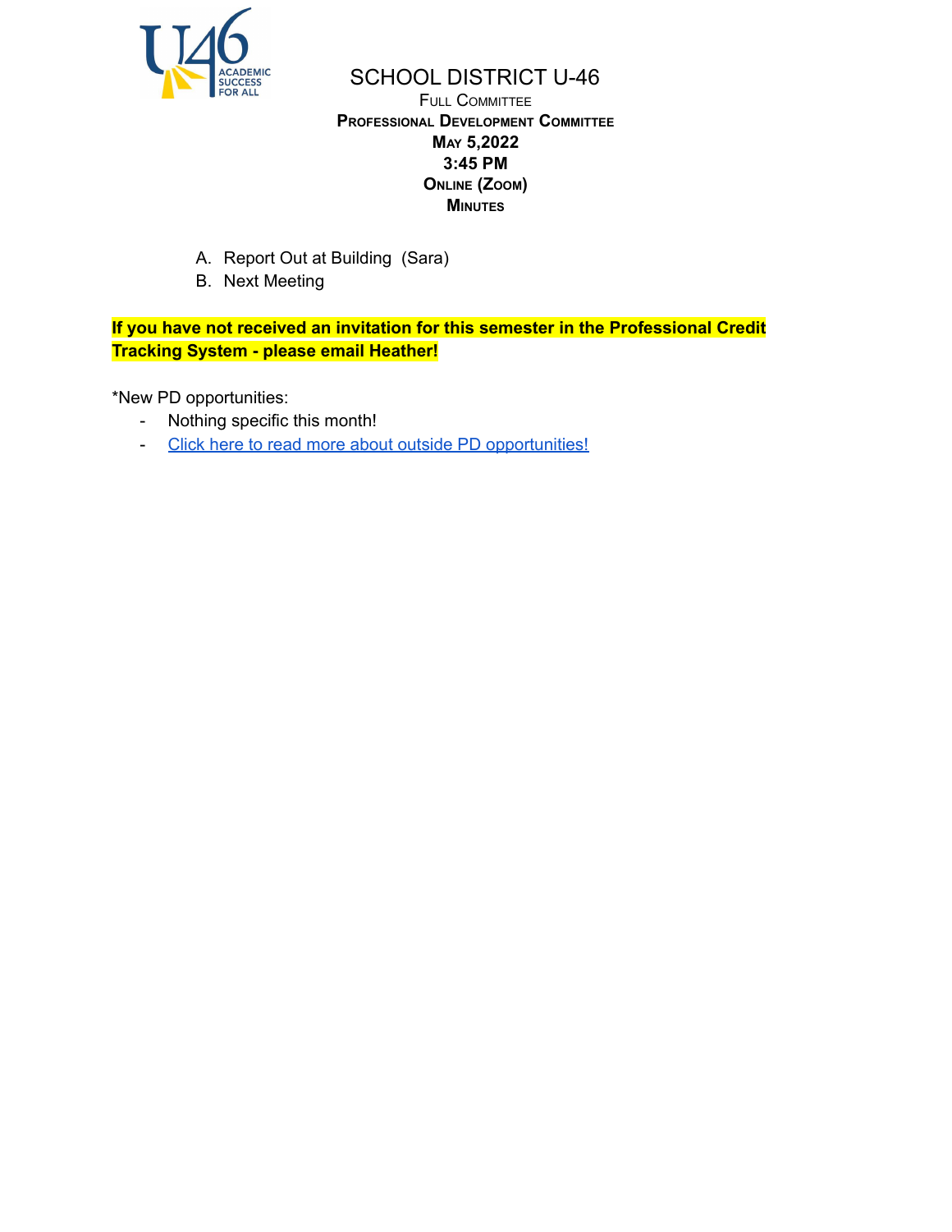# SCHOOL DISTRICT U-46

FULL COMMITTEE
**PROFESSIONAL DEVELOPMENT COMMITTEE**
**MAY 5,2022**
**3:45 PM**
**ONLINE (ZOOM)**
**MINUTES**

A. Report Out at Building (Sara)
B. Next Meeting

**If you have not received an invitation for this semester in the Professional Credit Tracking System - please email Heather!**

*New PD opportunities:

- Nothing specific this month!
- Click here to read more about outside PD opportunities!